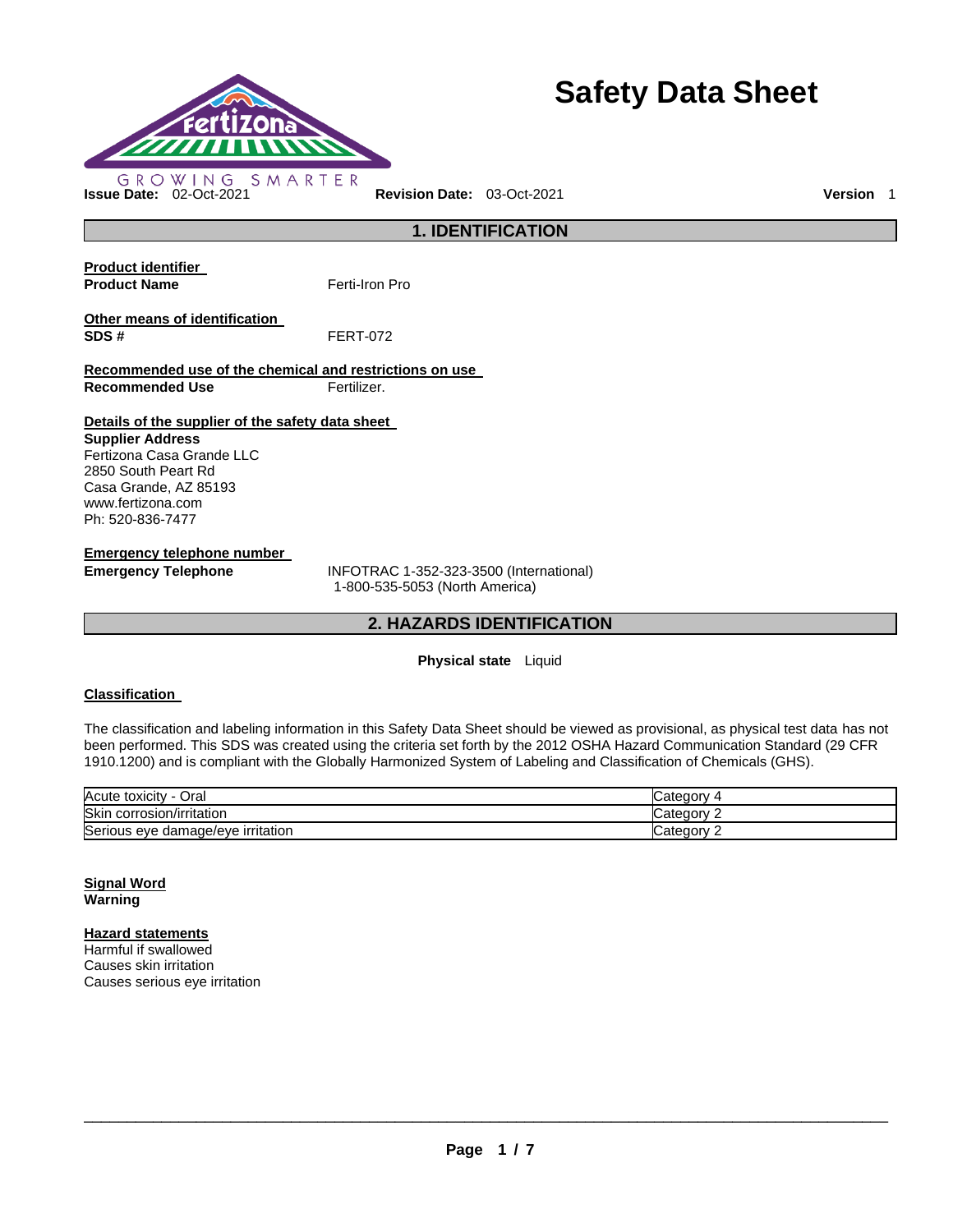# Safety Data Sheet

GROWING SMARTER

**Issue Date:** 02-Oct-2021 **Revision Date:** 03-Oct-2021 **Version** 1

## 1. IDENTIFICATION

**Product identifier**

**Product Name** Ferti-Iron Pro

**Other means of identification**

**SDS #** FERT-072

**Recommended use of the chemical and restrictions on use**

**Recommended Use** Fertilizer.

**Details of the supplier of the safety data sheet**

**Supplier Address**
Fertizona Casa Grande LLC
2850 South Peart Rd
Casa Grande, AZ 85193
www.fertizona.com
Ph: 520-836-7477

**Emergency telephone number**

**Emergency Telephone** INFOTRAC 1-352-323-3500 (International)
1-800-535-5053 (North America)

## 2. HAZARDS IDENTIFICATION

**Physical state** Liquid

**Classification**

The classification and labeling information in this Safety Data Sheet should be viewed as provisional, as physical test data has not been performed. This SDS was created using the criteria set forth by the 2012 OSHA Hazard Communication Standard (29 CFR 1910.1200) and is compliant with the Globally Harmonized System of Labeling and Classification of Chemicals (GHS).

| | |
|---|---|
| Acute toxicity - Oral | Category 4 |
| Skin corrosion/irritation | Category 2 |
| Serious eye damage/eye irritation | Category 2 |

**Signal Word**
**Warning**

**Hazard statements**
Harmful if swallowed
Causes skin irritation
Causes serious eye irritation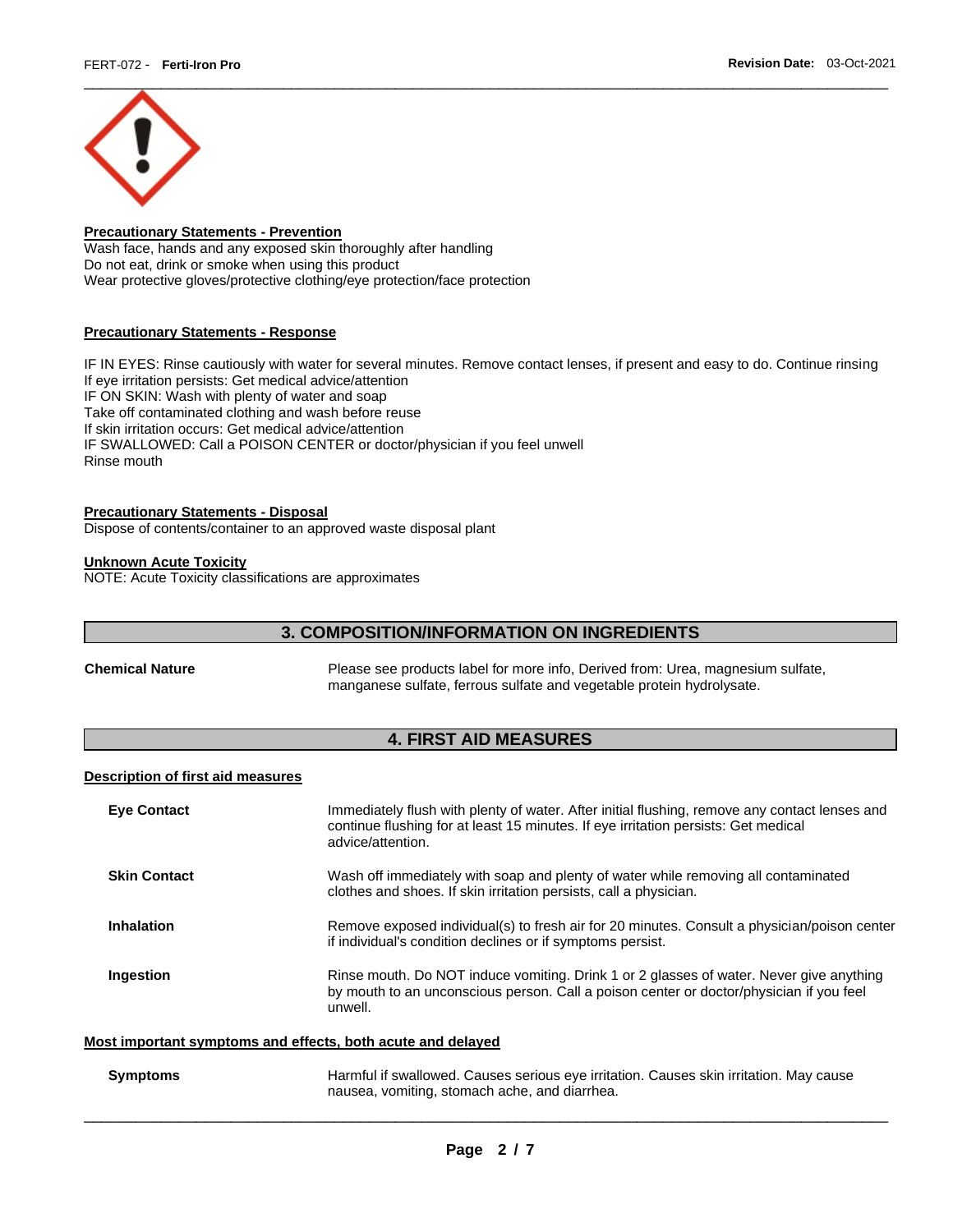**Precautionary Statements - Prevention**

Wash face, hands and any exposed skin thoroughly after handling
Do not eat, drink or smoke when using this product
Wear protective gloves/protective clothing/eye protection/face protection

**Precautionary Statements - Response**

IF IN EYES: Rinse cautiously with water for several minutes. Remove contact lenses, if present and easy to do. Continue rinsing
If eye irritation persists: Get medical advice/attention
IF ON SKIN: Wash with plenty of water and soap
Take off contaminated clothing and wash before reuse
If skin irritation occurs: Get medical advice/attention
IF SWALLOWED: Call a POISON CENTER or doctor/physician if you feel unwell
Rinse mouth

**Precautionary Statements - Disposal**

Dispose of contents/container to an approved waste disposal plant

**Unknown Acute Toxicity**

NOTE: Acute Toxicity classifications are approximates

## 3. COMPOSITION/INFORMATION ON INGREDIENTS

**Chemical Nature** Please see products label for more info, Derived from: Urea, magnesium sulfate, manganese sulfate, ferrous sulfate and vegetable protein hydrolysate.

## 4. FIRST AID MEASURES

**Description of first aid measures**

**Eye Contact** Immediately flush with plenty of water. After initial flushing, remove any contact lenses and continue flushing for at least 15 minutes. If eye irritation persists: Get medical advice/attention.

**Skin Contact** Wash off immediately with soap and plenty of water while removing all contaminated clothes and shoes. If skin irritation persists, call a physician.

**Inhalation** Remove exposed individual(s) to fresh air for 20 minutes. Consult a physician/poison center if individual's condition declines or if symptoms persist.

**Ingestion** Rinse mouth. Do NOT induce vomiting. Drink 1 or 2 glasses of water. Never give anything by mouth to an unconscious person. Call a poison center or doctor/physician if you feel unwell.

**Most important symptoms and effects, both acute and delayed**

**Symptoms** Harmful if swallowed. Causes serious eye irritation. Causes skin irritation. May cause nausea, vomiting, stomach ache, and diarrhea.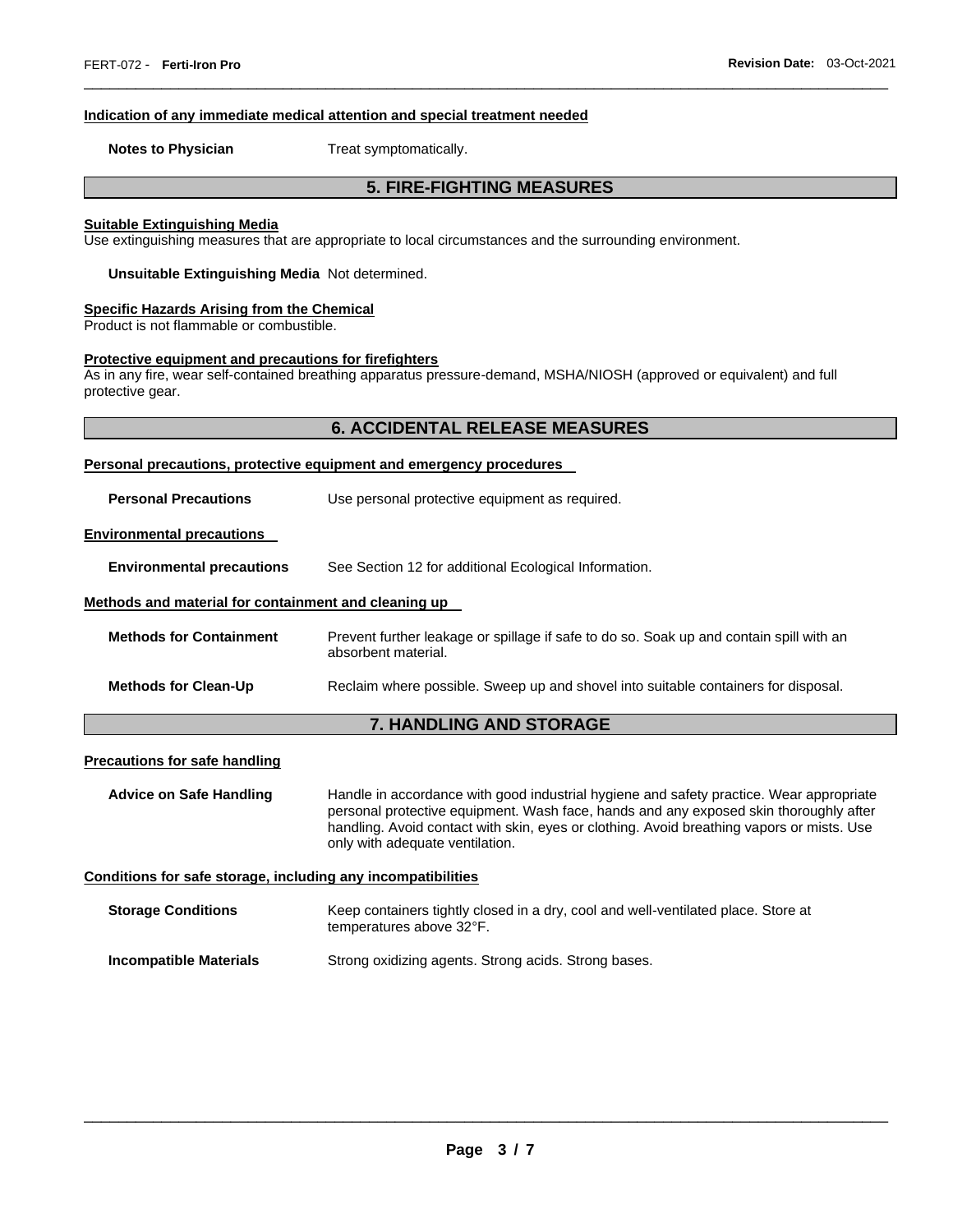### Indication of any immediate medical attention and special treatment needed

**Notes to Physician** Treat symptomatically.

## 5. FIRE-FIGHTING MEASURES

### Suitable Extinguishing Media

Use extinguishing measures that are appropriate to local circumstances and the surrounding environment.

**Unsuitable Extinguishing Media** Not determined.

### Specific Hazards Arising from the Chemical

Product is not flammable or combustible.

### Protective equipment and precautions for firefighters

As in any fire, wear self-contained breathing apparatus pressure-demand, MSHA/NIOSH (approved or equivalent) and full protective gear.

## 6. ACCIDENTAL RELEASE MEASURES

### Personal precautions, protective equipment and emergency procedures

**Personal Precautions** Use personal protective equipment as required.

### Environmental precautions

**Environmental precautions** See Section 12 for additional Ecological Information.

### Methods and material for containment and cleaning up

**Methods for Containment** Prevent further leakage or spillage if safe to do so. Soak up and contain spill with an absorbent material.

**Methods for Clean-Up** Reclaim where possible. Sweep up and shovel into suitable containers for disposal.

## 7. HANDLING AND STORAGE

### Precautions for safe handling

**Advice on Safe Handling** Handle in accordance with good industrial hygiene and safety practice. Wear appropriate personal protective equipment. Wash face, hands and any exposed skin thoroughly after handling. Avoid contact with skin, eyes or clothing. Avoid breathing vapors or mists. Use only with adequate ventilation.

### Conditions for safe storage, including any incompatibilities

**Storage Conditions** Keep containers tightly closed in a dry, cool and well-ventilated place. Store at temperatures above 32°F.

**Incompatible Materials** Strong oxidizing agents. Strong acids. Strong bases.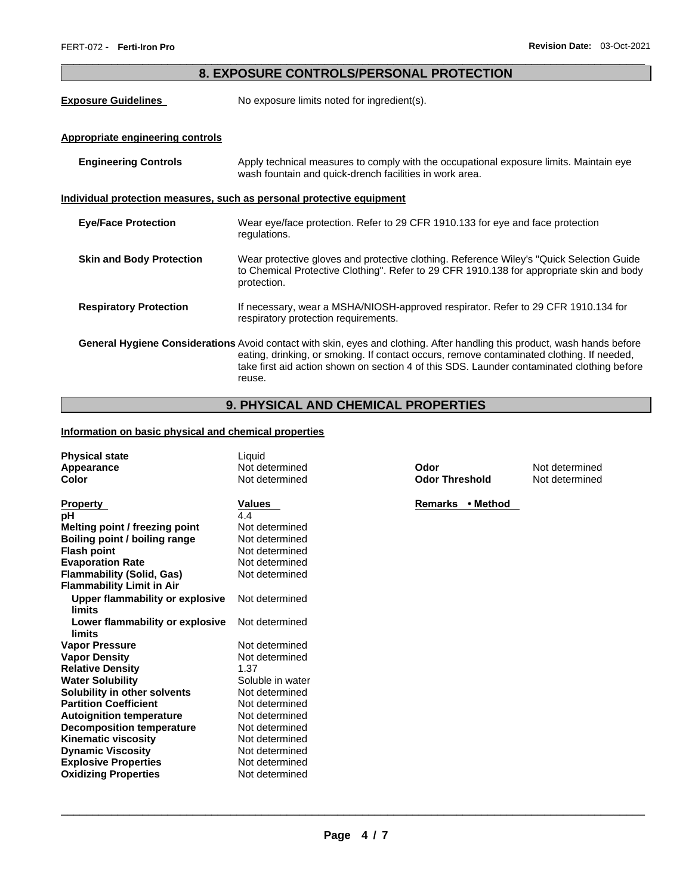## 8. EXPOSURE CONTROLS/PERSONAL PROTECTION

**Exposure Guidelines** No exposure limits noted for ingredient(s).

**Appropriate engineering controls**

**Engineering Controls** Apply technical measures to comply with the occupational exposure limits. Maintain eye wash fountain and quick-drench facilities in work area.

**Individual protection measures, such as personal protective equipment**

**Eye/Face Protection** Wear eye/face protection. Refer to 29 CFR 1910.133 for eye and face protection regulations.

**Skin and Body Protection** Wear protective gloves and protective clothing. Reference Wiley's "Quick Selection Guide to Chemical Protective Clothing". Refer to 29 CFR 1910.138 for appropriate skin and body protection.

**Respiratory Protection** If necessary, wear a MSHA/NIOSH-approved respirator. Refer to 29 CFR 1910.134 for respiratory protection requirements.

**General Hygiene Considerations** Avoid contact with skin, eyes and clothing. After handling this product, wash hands before eating, drinking, or smoking. If contact occurs, remove contaminated clothing. If needed, take first aid action shown on section 4 of this SDS. Launder contaminated clothing before reuse.

## 9. PHYSICAL AND CHEMICAL PROPERTIES

**Information on basic physical and chemical properties**

| | | | |
|---|---|---|---|
| **Physical state** | Liquid | | |
| **Appearance** | Not determined | **Odor** | Not determined |
| **Color** | Not determined | **Odor Threshold** | Not determined |

| **Property** | **Values** | **Remarks • Method** |
|---|---|---|
| **pH** | 4.4 | |
| **Melting point / freezing point** | Not determined | |
| **Boiling point / boiling range** | Not determined | |
| **Flash point** | Not determined | |
| **Evaporation Rate** | Not determined | |
| **Flammability (Solid, Gas)** | Not determined | |
| **Flammability Limit in Air** | | |
| **Upper flammability or explosive limits** | Not determined | |
| **Lower flammability or explosive limits** | Not determined | |
| **Vapor Pressure** | Not determined | |
| **Vapor Density** | Not determined | |
| **Relative Density** | 1.37 | |
| **Water Solubility** | Soluble in water | |
| **Solubility in other solvents** | Not determined | |
| **Partition Coefficient** | Not determined | |
| **Autoignition temperature** | Not determined | |
| **Decomposition temperature** | Not determined | |
| **Kinematic viscosity** | Not determined | |
| **Dynamic Viscosity** | Not determined | |
| **Explosive Properties** | Not determined | |
| **Oxidizing Properties** | Not determined | |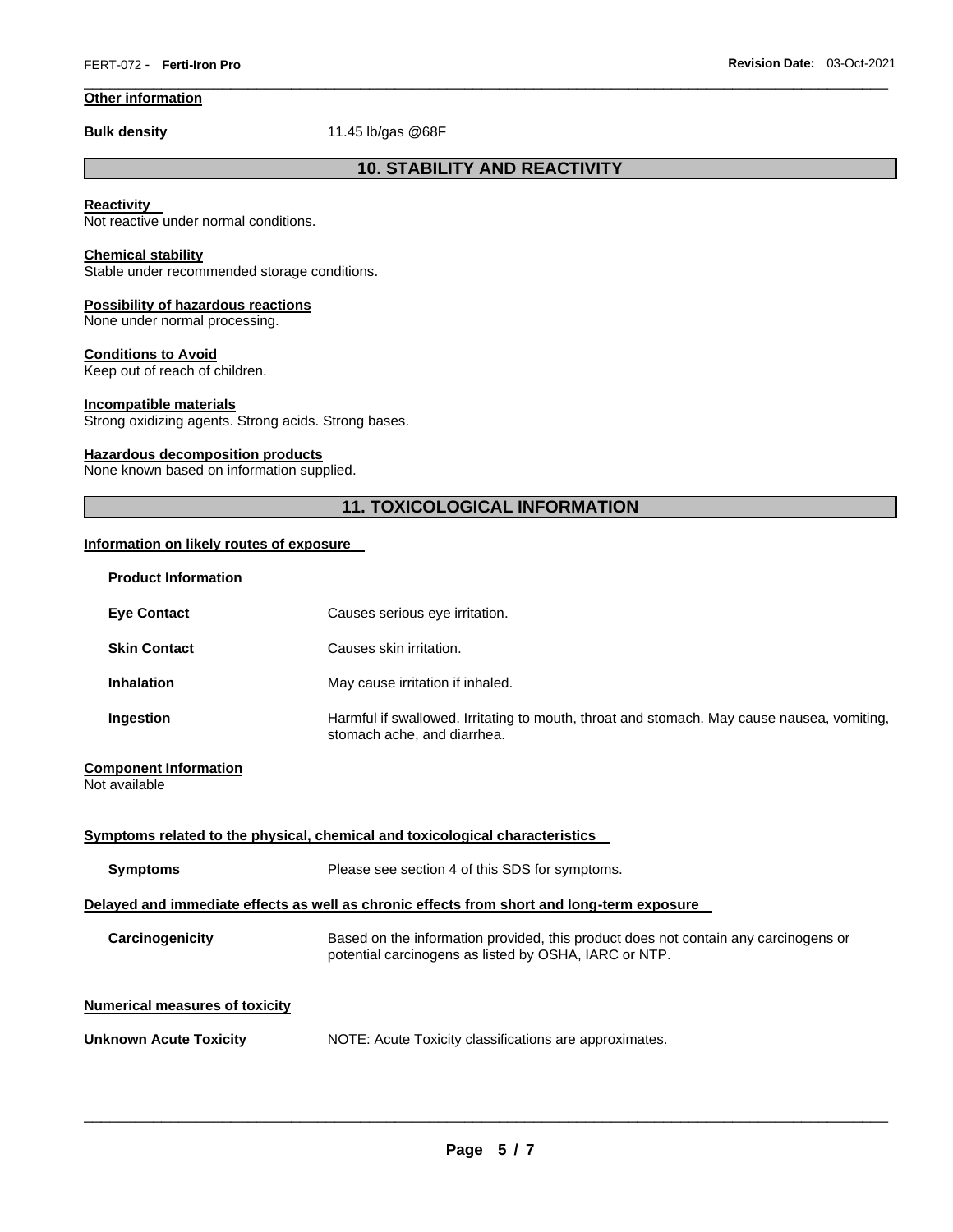**Other information**

**Bulk density** 11.45 lb/gas @68F

## 10. STABILITY AND REACTIVITY

**Reactivity**
Not reactive under normal conditions.

**Chemical stability**
Stable under recommended storage conditions.

**Possibility of hazardous reactions**
None under normal processing.

**Conditions to Avoid**
Keep out of reach of children.

**Incompatible materials**
Strong oxidizing agents. Strong acids. Strong bases.

**Hazardous decomposition products**
None known based on information supplied.

## 11. TOXICOLOGICAL INFORMATION

**Information on likely routes of exposure**

**Product Information**

| | |
|---|---|
| **Eye Contact** | Causes serious eye irritation. |
| **Skin Contact** | Causes skin irritation. |
| **Inhalation** | May cause irritation if inhaled. |
| **Ingestion** | Harmful if swallowed. Irritating to mouth, throat and stomach. May cause nausea, vomiting, stomach ache, and diarrhea. |

**Component Information**
Not available

**Symptoms related to the physical, chemical and toxicological characteristics**

**Symptoms** Please see section 4 of this SDS for symptoms.

**Delayed and immediate effects as well as chronic effects from short and long-term exposure**

**Carcinogenicity** Based on the information provided, this product does not contain any carcinogens or potential carcinogens as listed by OSHA, IARC or NTP.

**Numerical measures of toxicity**

**Unknown Acute Toxicity** NOTE: Acute Toxicity classifications are approximates.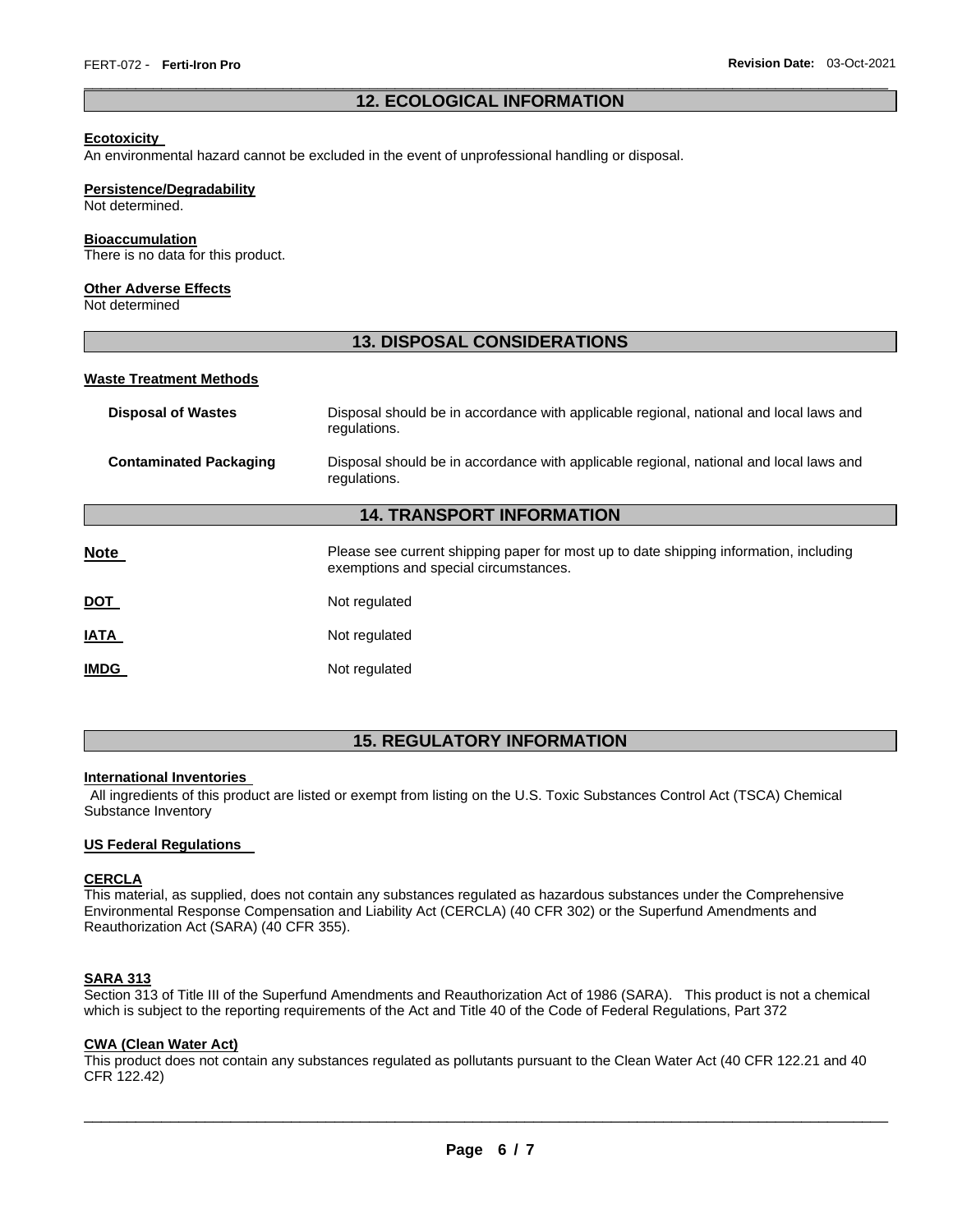## 12. ECOLOGICAL INFORMATION

**Ecotoxicity**

An environmental hazard cannot be excluded in the event of unprofessional handling or disposal.

**Persistence/Degradability**

Not determined.

**Bioaccumulation**

There is no data for this product.

**Other Adverse Effects**

Not determined

## 13. DISPOSAL CONSIDERATIONS

**Waste Treatment Methods**

| | |
|---|---|
| **Disposal of Wastes** | Disposal should be in accordance with applicable regional, national and local laws and regulations. |
| **Contaminated Packaging** | Disposal should be in accordance with applicable regional, national and local laws and regulations. |

## 14. TRANSPORT INFORMATION

| | |
|---|---|
| **Note** | Please see current shipping paper for most up to date shipping information, including exemptions and special circumstances. |
| **DOT** | Not regulated |
| **IATA** | Not regulated |
| **IMDG** | Not regulated |

## 15. REGULATORY INFORMATION

**International Inventories**

All ingredients of this product are listed or exempt from listing on the U.S. Toxic Substances Control Act (TSCA) Chemical Substance Inventory

**US Federal Regulations**

**CERCLA**

This material, as supplied, does not contain any substances regulated as hazardous substances under the Comprehensive Environmental Response Compensation and Liability Act (CERCLA) (40 CFR 302) or the Superfund Amendments and Reauthorization Act (SARA) (40 CFR 355).

**SARA 313**

Section 313 of Title III of the Superfund Amendments and Reauthorization Act of 1986 (SARA). This product is not a chemical which is subject to the reporting requirements of the Act and Title 40 of the Code of Federal Regulations, Part 372

**CWA (Clean Water Act)**

This product does not contain any substances regulated as pollutants pursuant to the Clean Water Act (40 CFR 122.21 and 40 CFR 122.42)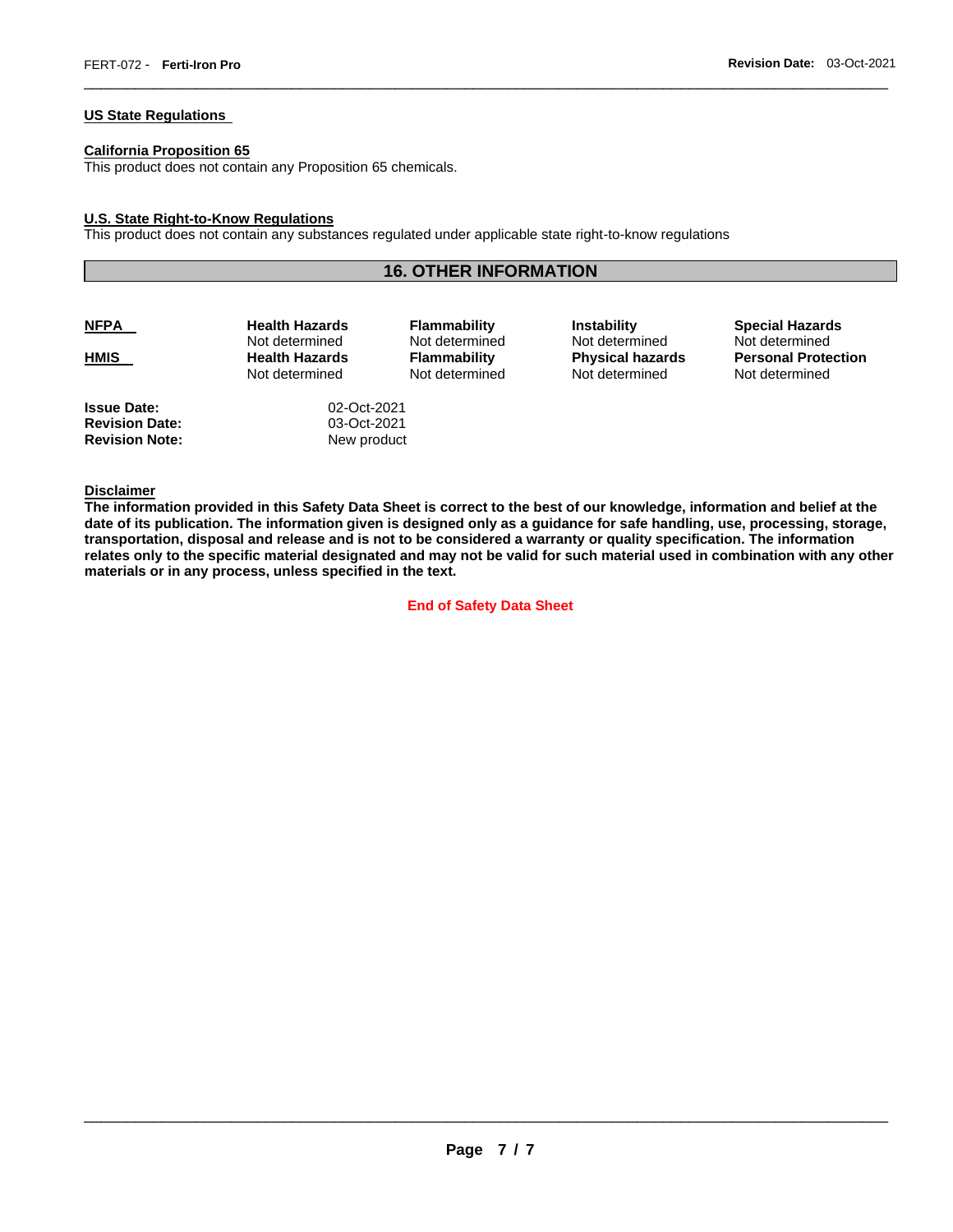### US State Regulations

**California Proposition 65**
This product does not contain any Proposition 65 chemicals.

**U.S. State Right-to-Know Regulations**
This product does not contain any substances regulated under applicable state right-to-know regulations

## 16. OTHER INFORMATION

| | | | | |
|---|---|---|---|---|
| **NFPA** | **Health Hazards**<br>Not determined | **Flammability**<br>Not determined | **Instability**<br>Not determined | **Special Hazards**<br>Not determined |
| **HMIS** | **Health Hazards**<br>Not determined | **Flammability**<br>Not determined | **Physical hazards**<br>Not determined | **Personal Protection**<br>Not determined |

**Issue Date:** 02-Oct-2021
**Revision Date:** 03-Oct-2021
**Revision Note:** New product

**Disclaimer**
**The information provided in this Safety Data Sheet is correct to the best of our knowledge, information and belief at the date of its publication. The information given is designed only as a guidance for safe handling, use, processing, storage, transportation, disposal and release and is not to be considered a warranty or quality specification. The information relates only to the specific material designated and may not be valid for such material used in combination with any other materials or in any process, unless specified in the text.**

**End of Safety Data Sheet**